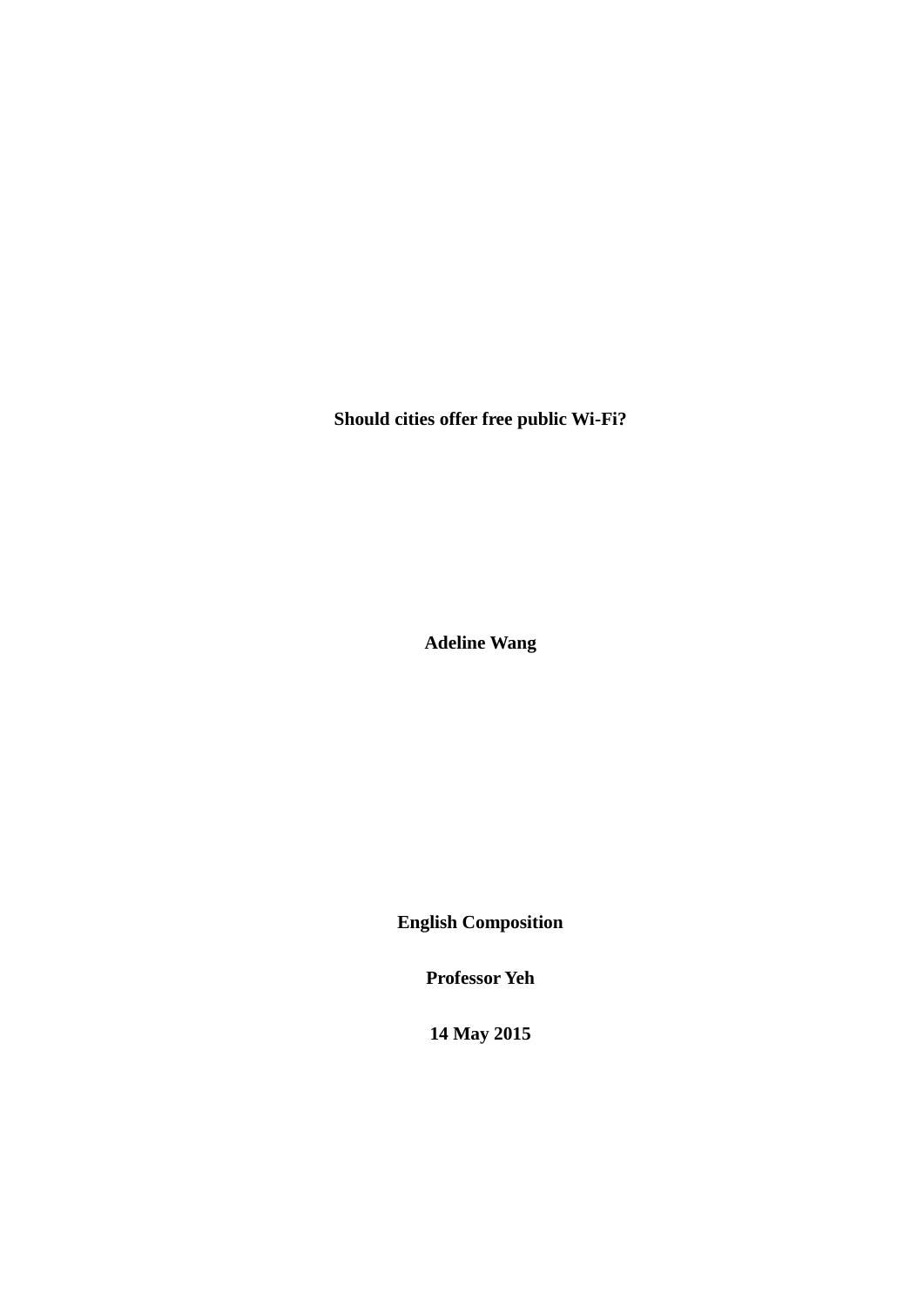**Should cities offer free public Wi-Fi?**

**Adeline Wang**

**English Composition**

**Professor Yeh**

**14 May 2015**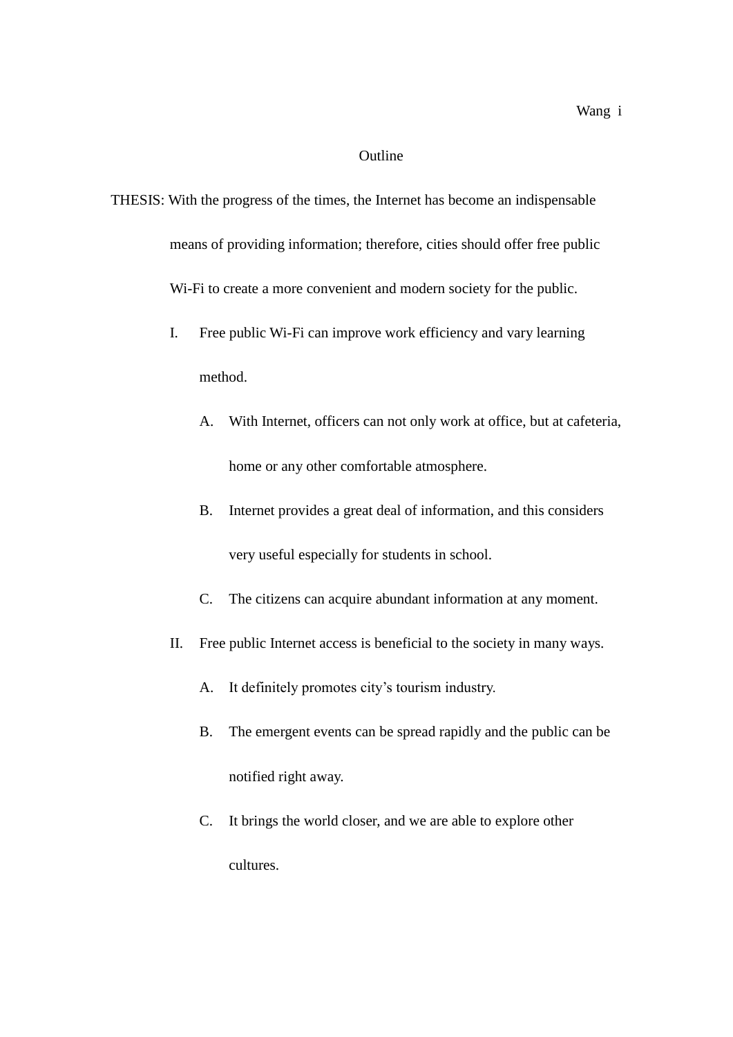# Outline

THESIS: With the progress of the times, the Internet has become an indispensable means of providing information; therefore, cities should offer free public Wi-Fi to create a more convenient and modern society for the public.

I. Free public Wi-Fi can improve work efficiency and vary learning method.

   A. With Internet, officers can not only work at office, but at cafeteria, home or any other comfortable atmosphere.

   B. Internet provides a great deal of information, and this considers very useful especially for students in school.

   C. The citizens can acquire abundant information at any moment.

II. Free public Internet access is beneficial to the society in many ways.

   A. It definitely promotes city's tourism industry.

   B. The emergent events can be spread rapidly and the public can be notified right away.

   C. It brings the world closer, and we are able to explore other cultures.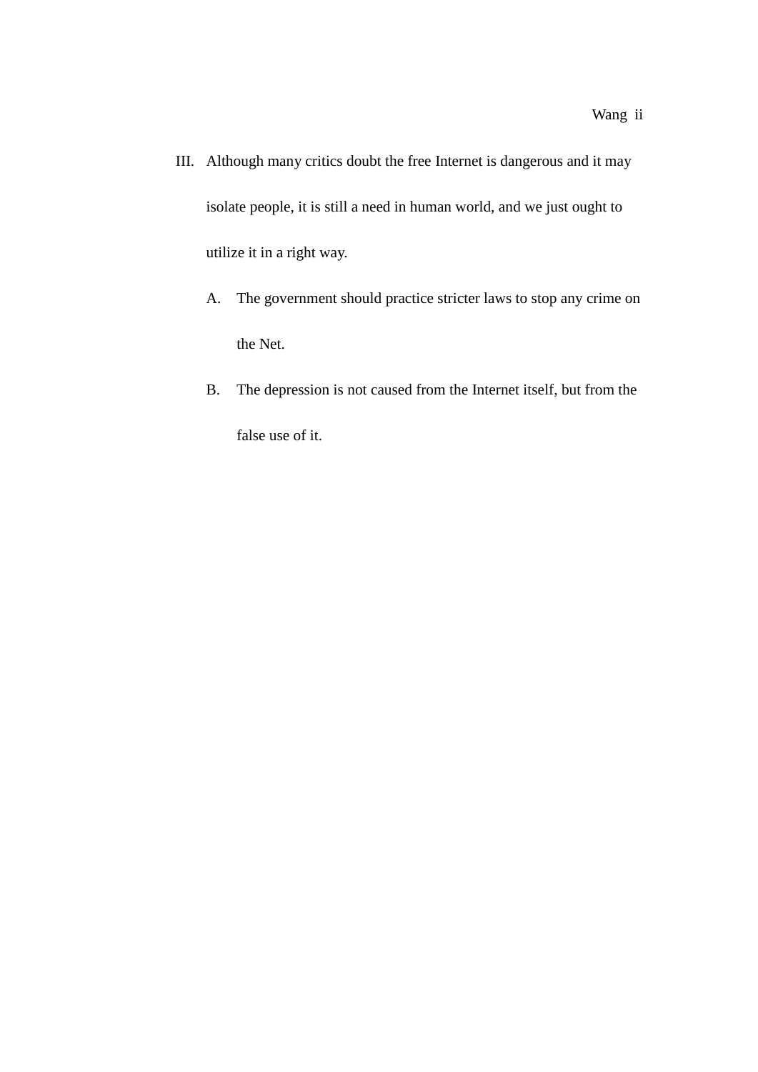III. Although many critics doubt the free Internet is dangerous and it may isolate people, it is still a need in human world, and we just ought to utilize it in a right way.

   A. The government should practice stricter laws to stop any crime on the Net.

   B. The depression is not caused from the Internet itself, but from the false use of it.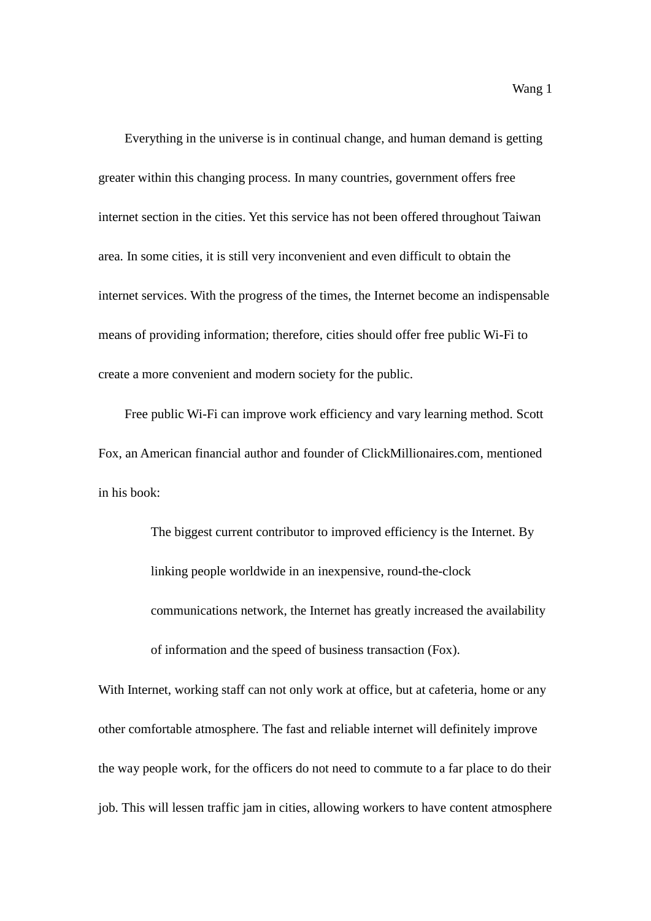Everything in the universe is in continual change, and human demand is getting greater within this changing process. In many countries, government offers free internet section in the cities. Yet this service has not been offered throughout Taiwan area. In some cities, it is still very inconvenient and even difficult to obtain the internet services. With the progress of the times, the Internet become an indispensable means of providing information; therefore, cities should offer free public Wi-Fi to create a more convenient and modern society for the public.

Free public Wi-Fi can improve work efficiency and vary learning method. Scott Fox, an American financial author and founder of ClickMillionaires.com, mentioned in his book:

> The biggest current contributor to improved efficiency is the Internet. By linking people worldwide in an inexpensive, round-the-clock communications network, the Internet has greatly increased the availability of information and the speed of business transaction (Fox).

With Internet, working staff can not only work at office, but at cafeteria, home or any other comfortable atmosphere. The fast and reliable internet will definitely improve the way people work, for the officers do not need to commute to a far place to do their job. This will lessen traffic jam in cities, allowing workers to have content atmosphere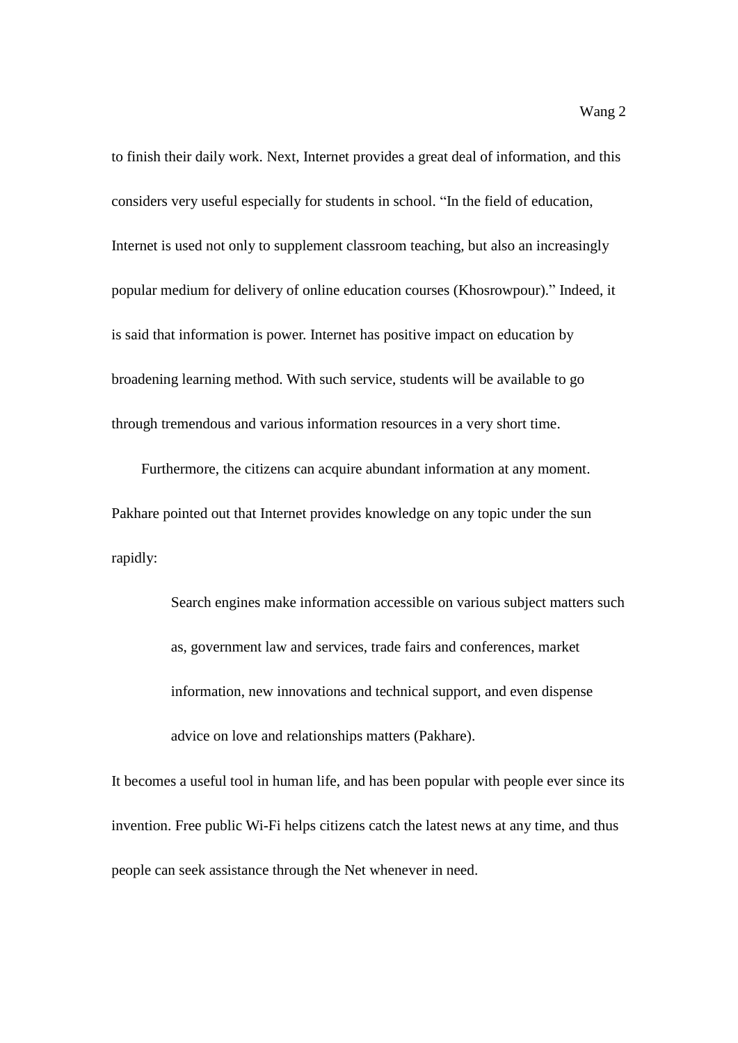to finish their daily work. Next, Internet provides a great deal of information, and this considers very useful especially for students in school. "In the field of education, Internet is used not only to supplement classroom teaching, but also an increasingly popular medium for delivery of online education courses (Khosrowpour)." Indeed, it is said that information is power. Internet has positive impact on education by broadening learning method. With such service, students will be available to go through tremendous and various information resources in a very short time.

Furthermore, the citizens can acquire abundant information at any moment. Pakhare pointed out that Internet provides knowledge on any topic under the sun rapidly:

> Search engines make information accessible on various subject matters such as, government law and services, trade fairs and conferences, market information, new innovations and technical support, and even dispense advice on love and relationships matters (Pakhare).

It becomes a useful tool in human life, and has been popular with people ever since its invention. Free public Wi-Fi helps citizens catch the latest news at any time, and thus people can seek assistance through the Net whenever in need.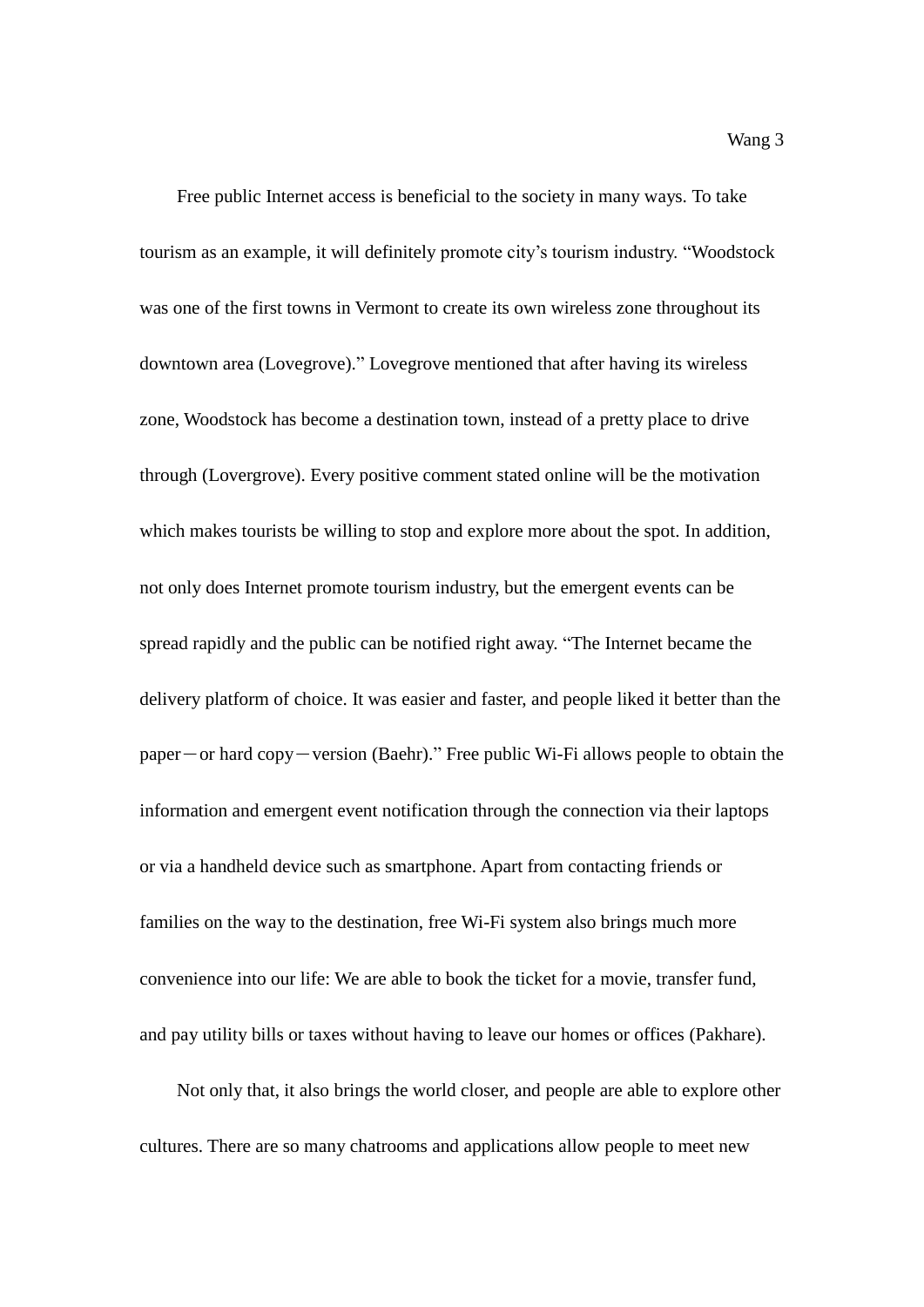Free public Internet access is beneficial to the society in many ways. To take tourism as an example, it will definitely promote city's tourism industry. "Woodstock was one of the first towns in Vermont to create its own wireless zone throughout its downtown area (Lovegrove)." Lovegrove mentioned that after having its wireless zone, Woodstock has become a destination town, instead of a pretty place to drive through (Lovergrove). Every positive comment stated online will be the motivation which makes tourists be willing to stop and explore more about the spot. In addition, not only does Internet promote tourism industry, but the emergent events can be spread rapidly and the public can be notified right away. "The Internet became the delivery platform of choice. It was easier and faster, and people liked it better than the paper—or hard copy—version (Baehr)." Free public Wi-Fi allows people to obtain the information and emergent event notification through the connection via their laptops or via a handheld device such as smartphone. Apart from contacting friends or families on the way to the destination, free Wi-Fi system also brings much more convenience into our life: We are able to book the ticket for a movie, transfer fund, and pay utility bills or taxes without having to leave our homes or offices (Pakhare).

Not only that, it also brings the world closer, and people are able to explore other cultures. There are so many chatrooms and applications allow people to meet new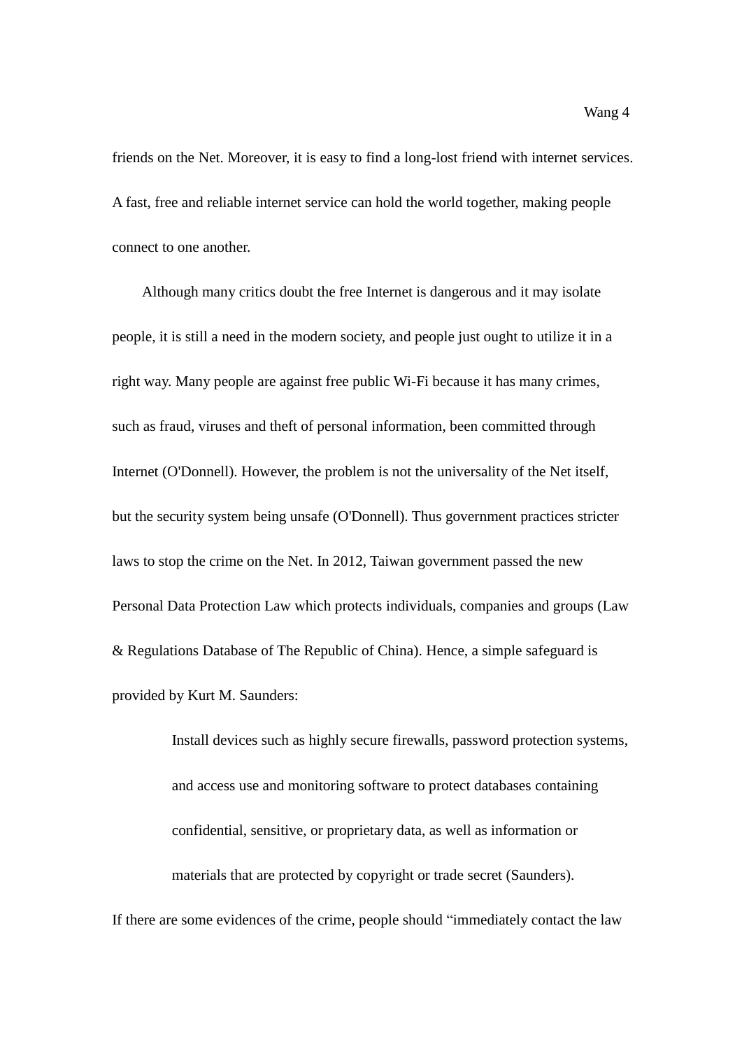friends on the Net. Moreover, it is easy to find a long-lost friend with internet services. A fast, free and reliable internet service can hold the world together, making people connect to one another.

Although many critics doubt the free Internet is dangerous and it may isolate people, it is still a need in the modern society, and people just ought to utilize it in a right way. Many people are against free public Wi-Fi because it has many crimes, such as fraud, viruses and theft of personal information, been committed through Internet (O'Donnell). However, the problem is not the universality of the Net itself, but the security system being unsafe (O'Donnell). Thus government practices stricter laws to stop the crime on the Net. In 2012, Taiwan government passed the new Personal Data Protection Law which protects individuals, companies and groups (Law & Regulations Database of The Republic of China). Hence, a simple safeguard is provided by Kurt M. Saunders:

> Install devices such as highly secure firewalls, password protection systems, and access use and monitoring software to protect databases containing confidential, sensitive, or proprietary data, as well as information or materials that are protected by copyright or trade secret (Saunders).

If there are some evidences of the crime, people should "immediately contact the law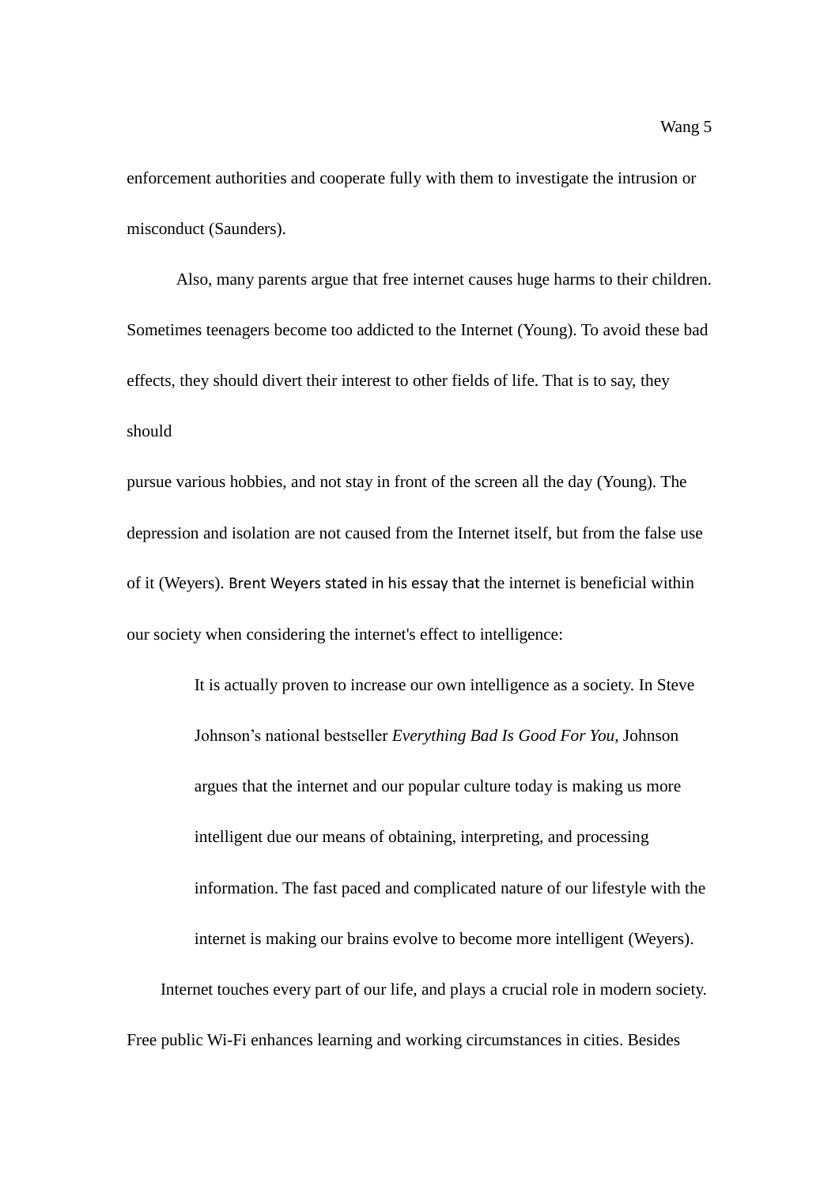enforcement authorities and cooperate fully with them to investigate the intrusion or misconduct (Saunders).

Also, many parents argue that free internet causes huge harms to their children. Sometimes teenagers become too addicted to the Internet (Young). To avoid these bad effects, they should divert their interest to other fields of life. That is to say, they should

pursue various hobbies, and not stay in front of the screen all the day (Young). The depression and isolation are not caused from the Internet itself, but from the false use of it (Weyers). Brent Weyers stated in his essay that the internet is beneficial within our society when considering the internet's effect to intelligence:

> It is actually proven to increase our own intelligence as a society. In Steve Johnson's national bestseller *Everything Bad Is Good For You*, Johnson argues that the internet and our popular culture today is making us more intelligent due our means of obtaining, interpreting, and processing information. The fast paced and complicated nature of our lifestyle with the internet is making our brains evolve to become more intelligent (Weyers).

Internet touches every part of our life, and plays a crucial role in modern society. Free public Wi-Fi enhances learning and working circumstances in cities. Besides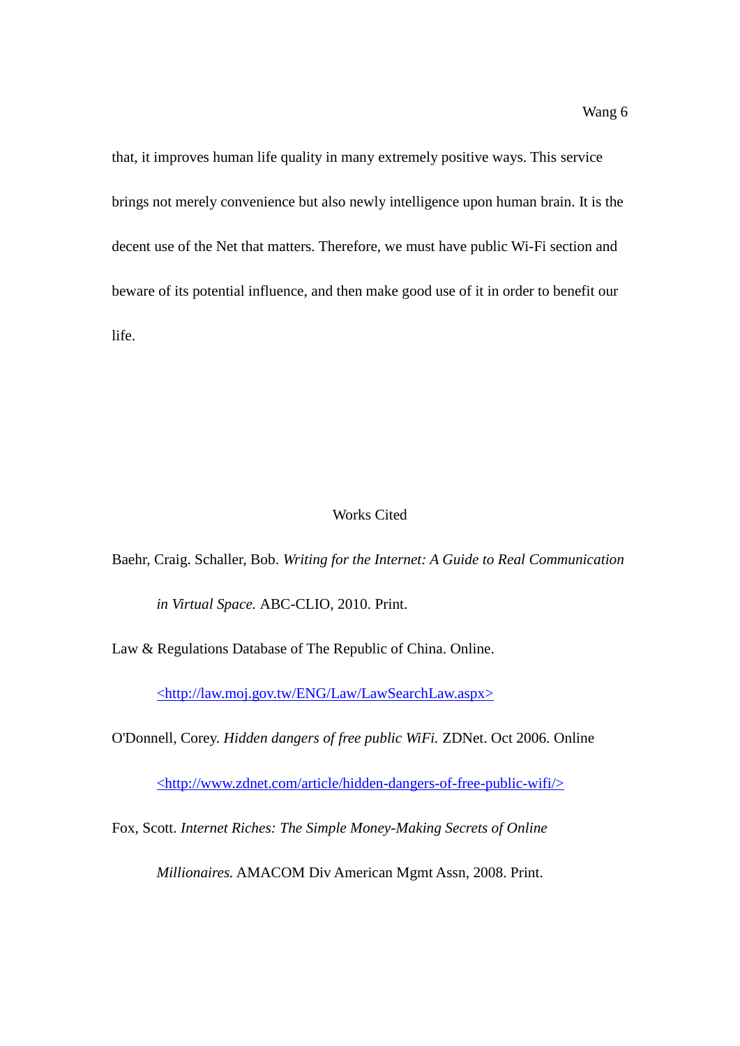that, it improves human life quality in many extremely positive ways. This service brings not merely convenience but also newly intelligence upon human brain. It is the decent use of the Net that matters. Therefore, we must have public Wi-Fi section and beware of its potential influence, and then make good use of it in order to benefit our life.

## Works Cited

Baehr, Craig. Schaller, Bob. *Writing for the Internet: A Guide to Real Communication in Virtual Space.* ABC-CLIO, 2010. Print.

Law & Regulations Database of The Republic of China. Online. <http://law.moj.gov.tw/ENG/Law/LawSearchLaw.aspx>

O'Donnell, Corey. *Hidden dangers of free public WiFi.* ZDNet. Oct 2006. Online <http://www.zdnet.com/article/hidden-dangers-of-free-public-wifi/>

Fox, Scott. *Internet Riches: The Simple Money-Making Secrets of Online Millionaires.* AMACOM Div American Mgmt Assn, 2008. Print.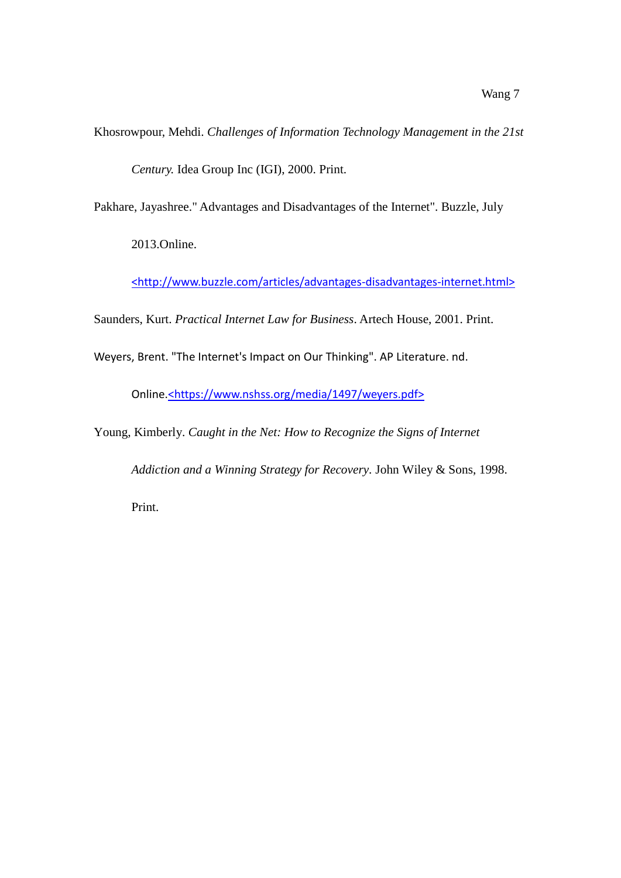Khosrowpour, Mehdi. *Challenges of Information Technology Management in the 21st Century.* Idea Group Inc (IGI), 2000. Print.

Pakhare, Jayashree." Advantages and Disadvantages of the Internet". Buzzle, July 2013.Online. <http://www.buzzle.com/articles/advantages-disadvantages-internet.html>

Saunders, Kurt. *Practical Internet Law for Business*. Artech House, 2001. Print.

Weyers, Brent. "The Internet's Impact on Our Thinking". AP Literature. nd. Online.<https://www.nshss.org/media/1497/weyers.pdf>

Young, Kimberly. *Caught in the Net: How to Recognize the Signs of Internet Addiction and a Winning Strategy for Recovery.* John Wiley & Sons, 1998. Print.